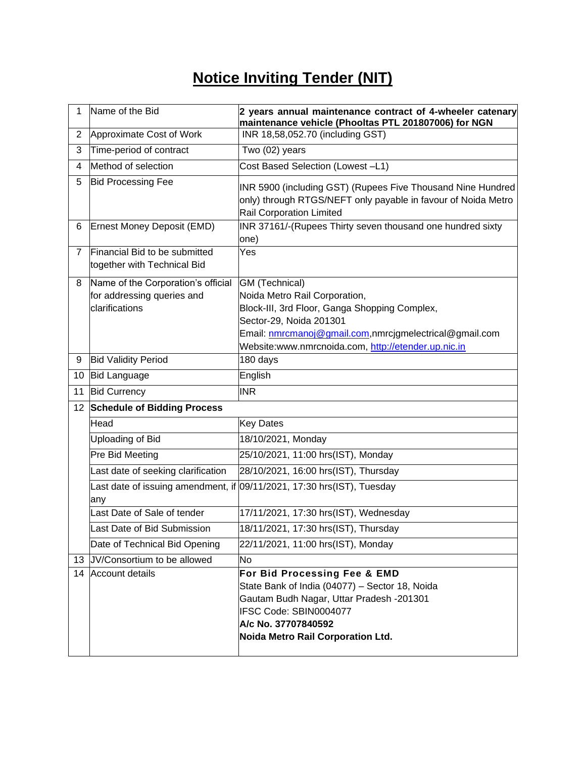# Notice Inviting Tender (NIT)

| 1 | Name of the Bid | **2 years annual maintenance contract of 4-wheeler catenary maintenance vehicle (Phooltas PTL 201807006) for NGN** |
|---|---|---|
| 2 | Approximate Cost of Work | INR 18,58,052.70 (including GST) |
| 3 | Time-period of contract | Two (02) years |
| 4 | Method of selection | Cost Based Selection (Lowest –L1) |
| 5 | Bid Processing Fee | INR 5900 (including GST) (Rupees Five Thousand Nine Hundred only) through RTGS/NEFT only payable in favour of Noida Metro Rail Corporation Limited |
| 6 | Ernest Money Deposit (EMD) | INR 37161/-(Rupees Thirty seven thousand one hundred sixty one) |
| 7 | Financial Bid to be submitted together with Technical Bid | Yes |
| 8 | Name of the Corporation's official for addressing queries and clarifications | GM (Technical)<br>Noida Metro Rail Corporation,<br>Block-III, 3rd Floor, Ganga Shopping Complex,<br>Sector-29, Noida 201301<br>Email: nmrcmanoj@gmail.com,nmrcjgmelectrical@gmail.com<br>Website:www.nmrcnoida.com, http://etender.up.nic.in |
| 9 | Bid Validity Period | 180 days |
| 10 | Bid Language | English |
| 11 | Bid Currency | INR |
| 12 | **Schedule of Bidding Process** | |
| | Head | Key Dates |
| | Uploading of Bid | 18/10/2021, Monday |
| | Pre Bid Meeting | 25/10/2021, 11:00 hrs(IST), Monday |
| | Last date of seeking clarification | 28/10/2021, 16:00 hrs(IST), Thursday |
| | Last date of issuing amendment, if any | 09/11/2021, 17:30 hrs(IST), Tuesday |
| | Last Date of Sale of tender | 17/11/2021, 17:30 hrs(IST), Wednesday |
| | Last Date of Bid Submission | 18/11/2021, 17:30 hrs(IST), Thursday |
| | Date of Technical Bid Opening | 22/11/2021, 11:00 hrs(IST), Monday |
| 13 | JV/Consortium to be allowed | No |
| 14 | Account details | **For Bid Processing Fee & EMD**<br>State Bank of India (04077) – Sector 18, Noida<br>Gautam Budh Nagar, Uttar Pradesh -201301<br>IFSC Code: SBIN0004077<br>**A/c No. 37707840592**<br>**Noida Metro Rail Corporation Ltd.** |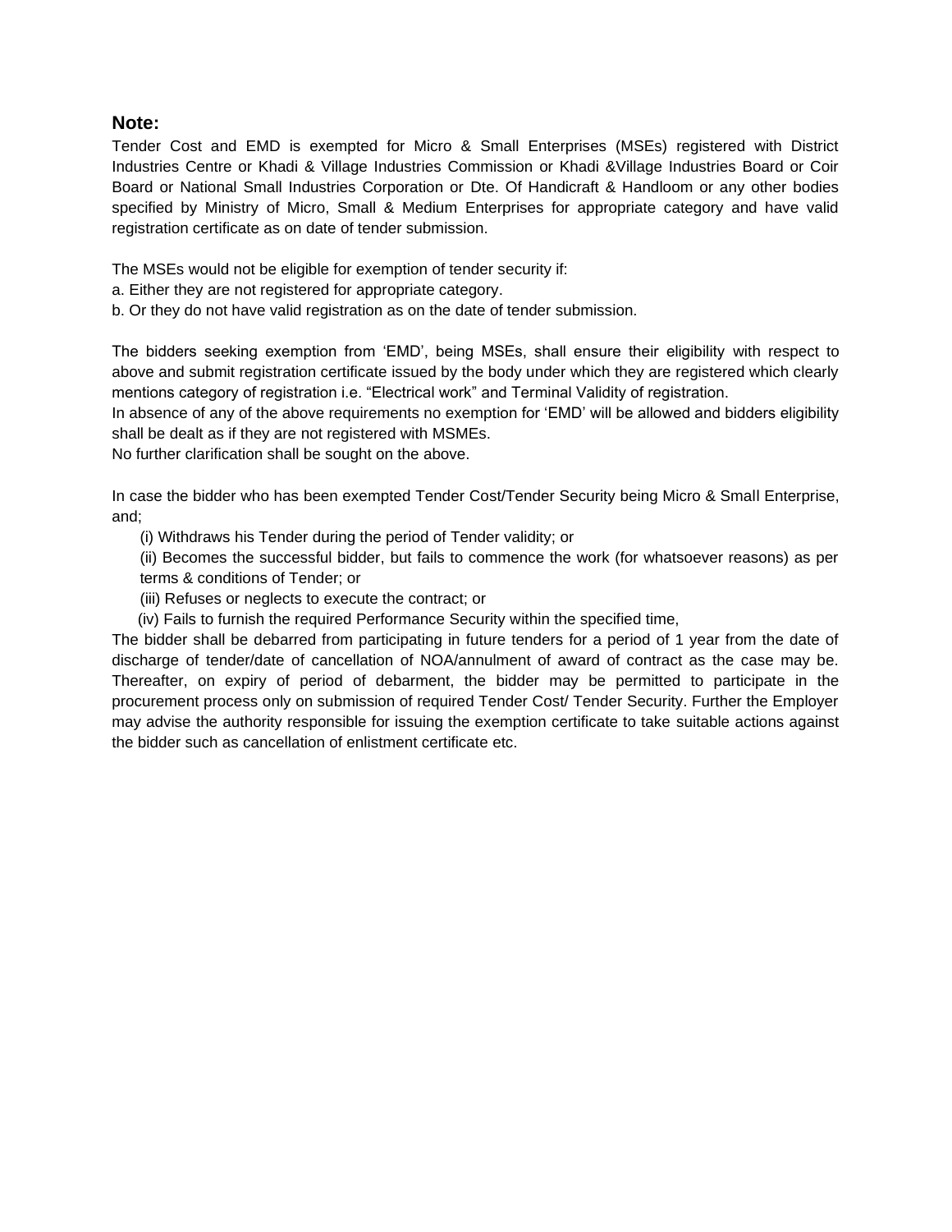**Note:**

Tender Cost and EMD is exempted for Micro & Small Enterprises (MSEs) registered with District Industries Centre or Khadi & Village Industries Commission or Khadi &Village Industries Board or Coir Board or National Small Industries Corporation or Dte. Of Handicraft & Handloom or any other bodies specified by Ministry of Micro, Small & Medium Enterprises for appropriate category and have valid registration certificate as on date of tender submission.

The MSEs would not be eligible for exemption of tender security if:

a. Either they are not registered for appropriate category.

b. Or they do not have valid registration as on the date of tender submission.

The bidders seeking exemption from 'EMD', being MSEs, shall ensure their eligibility with respect to above and submit registration certificate issued by the body under which they are registered which clearly mentions category of registration i.e. "Electrical work" and Terminal Validity of registration.

In absence of any of the above requirements no exemption for 'EMD' will be allowed and bidders eligibility shall be dealt as if they are not registered with MSMEs.

No further clarification shall be sought on the above.

In case the bidder who has been exempted Tender Cost/Tender Security being Micro & Small Enterprise, and;

(i) Withdraws his Tender during the period of Tender validity; or

(ii) Becomes the successful bidder, but fails to commence the work (for whatsoever reasons) as per terms & conditions of Tender; or

(iii) Refuses or neglects to execute the contract; or

(iv) Fails to furnish the required Performance Security within the specified time,

The bidder shall be debarred from participating in future tenders for a period of 1 year from the date of discharge of tender/date of cancellation of NOA/annulment of award of contract as the case may be. Thereafter, on expiry of period of debarment, the bidder may be permitted to participate in the procurement process only on submission of required Tender Cost/ Tender Security. Further the Employer may advise the authority responsible for issuing the exemption certificate to take suitable actions against the bidder such as cancellation of enlistment certificate etc.